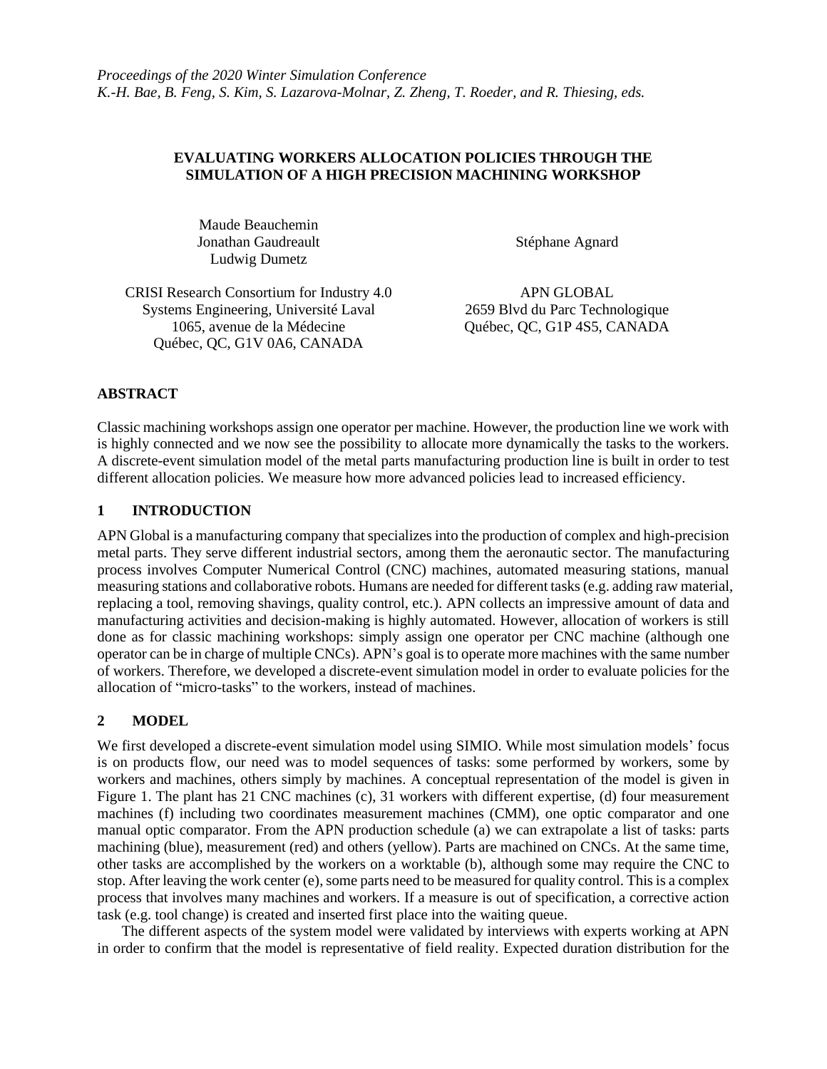*Proceedings of the 2020 Winter Simulation Conference*
*K.-H. Bae, B. Feng, S. Kim, S. Lazarova-Molnar, Z. Zheng, T. Roeder, and R. Thiesing, eds.*

# EVALUATING WORKERS ALLOCATION POLICIES THROUGH THE SIMULATION OF A HIGH PRECISION MACHINING WORKSHOP

Maude Beauchemin
Jonathan Gaudreault
Ludwig Dumetz

CRISI Research Consortium for Industry 4.0
Systems Engineering, Université Laval
1065, avenue de la Médecine
Québec, QC, G1V 0A6, CANADA

Stéphane Agnard

APN GLOBAL
2659 Blvd du Parc Technologique
Québec, QC, G1P 4S5, CANADA

## ABSTRACT

Classic machining workshops assign one operator per machine. However, the production line we work with is highly connected and we now see the possibility to allocate more dynamically the tasks to the workers. A discrete-event simulation model of the metal parts manufacturing production line is built in order to test different allocation policies. We measure how more advanced policies lead to increased efficiency.

## 1 INTRODUCTION

APN Global is a manufacturing company that specializes into the production of complex and high-precision metal parts. They serve different industrial sectors, among them the aeronautic sector. The manufacturing process involves Computer Numerical Control (CNC) machines, automated measuring stations, manual measuring stations and collaborative robots. Humans are needed for different tasks (e.g. adding raw material, replacing a tool, removing shavings, quality control, etc.). APN collects an impressive amount of data and manufacturing activities and decision-making is highly automated. However, allocation of workers is still done as for classic machining workshops: simply assign one operator per CNC machine (although one operator can be in charge of multiple CNCs). APN's goal is to operate more machines with the same number of workers. Therefore, we developed a discrete-event simulation model in order to evaluate policies for the allocation of "micro-tasks" to the workers, instead of machines.

## 2 MODEL

We first developed a discrete-event simulation model using SIMIO. While most simulation models' focus is on products flow, our need was to model sequences of tasks: some performed by workers, some by workers and machines, others simply by machines. A conceptual representation of the model is given in Figure 1. The plant has 21 CNC machines (c), 31 workers with different expertise, (d) four measurement machines (f) including two coordinates measurement machines (CMM), one optic comparator and one manual optic comparator. From the APN production schedule (a) we can extrapolate a list of tasks: parts machining (blue), measurement (red) and others (yellow). Parts are machined on CNCs. At the same time, other tasks are accomplished by the workers on a worktable (b), although some may require the CNC to stop. After leaving the work center (e), some parts need to be measured for quality control. This is a complex process that involves many machines and workers. If a measure is out of specification, a corrective action task (e.g. tool change) is created and inserted first place into the waiting queue.

The different aspects of the system model were validated by interviews with experts working at APN in order to confirm that the model is representative of field reality. Expected duration distribution for the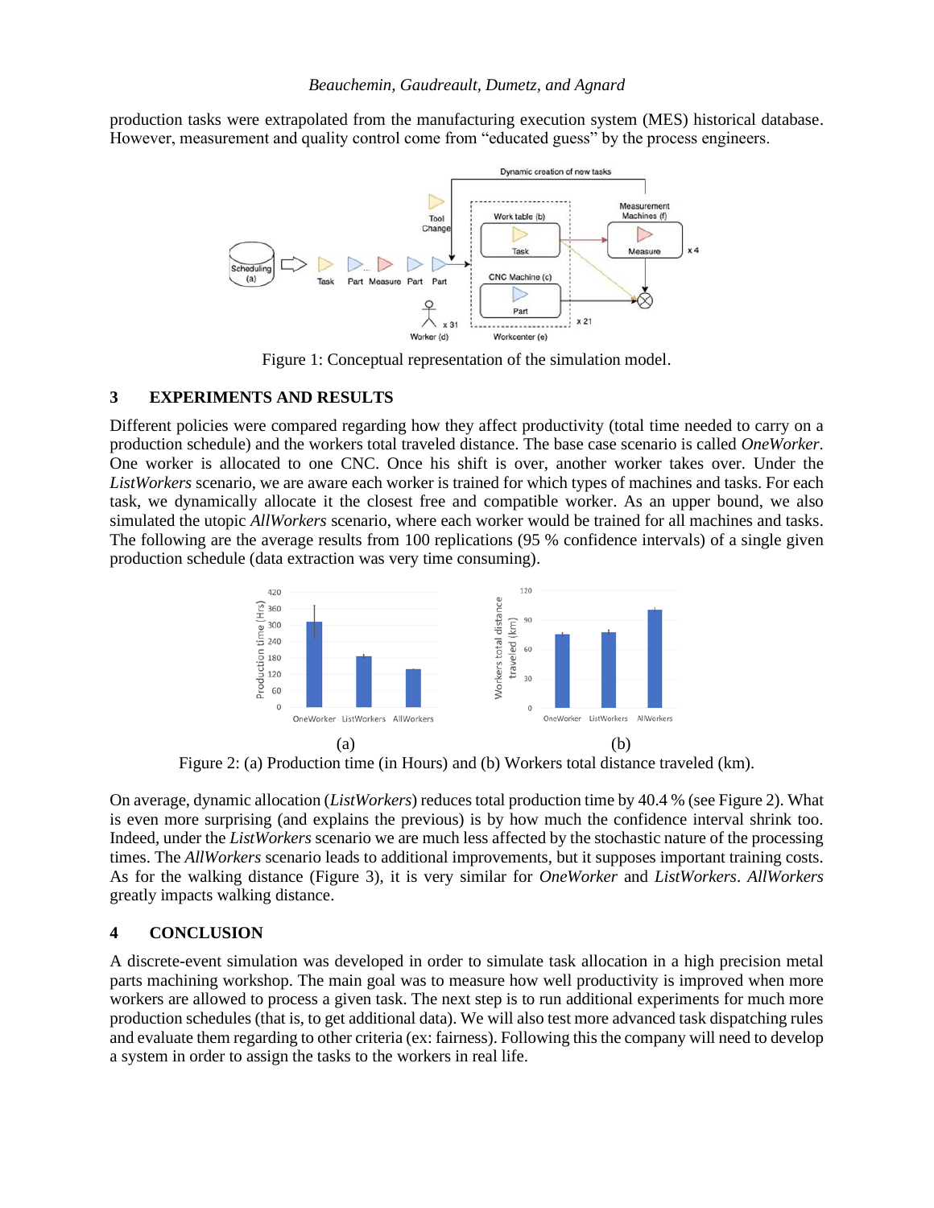production tasks were extrapolated from the manufacturing execution system (MES) historical database. However, measurement and quality control come from "educated guess" by the process engineers.

Dynamic creation of new tasks

Tool Change

Work table (b)

Task

Measurement Machines (f)

Measure

x 4

Scheduling (a)

Task Part ... Measure Part Part

CNC Machine (c)

Part

x 21

x 31

Worker (d)

Workcenter (e)

Figure 1: Conceptual representation of the simulation model.

## 3 EXPERIMENTS AND RESULTS

Different policies were compared regarding how they affect productivity (total time needed to carry on a production schedule) and the workers total traveled distance. The base case scenario is called *OneWorker*. One worker is allocated to one CNC. Once his shift is over, another worker takes over. Under the *ListWorkers* scenario, we are aware each worker is trained for which types of machines and tasks. For each task, we dynamically allocate it the closest free and compatible worker. As an upper bound, we also simulated the utopic *AllWorkers* scenario, where each worker would be trained for all machines and tasks. The following are the average results from 100 replications (95 % confidence intervals) of a single given production schedule (data extraction was very time consuming).

Production time (Hrs)

420
360
300
240
180
120
60
0

OneWorker ListWorkers AllWorkers

(a)

Workers total distance traveled (km)

120
90
60
30
0

OneWorker ListWorkers AllWorkers

(b)

Figure 2: (a) Production time (in Hours) and (b) Workers total distance traveled (km).

On average, dynamic allocation (*ListWorkers*) reduces total production time by 40.4 % (see Figure 2). What is even more surprising (and explains the previous) is by how much the confidence interval shrink too. Indeed, under the *ListWorkers* scenario we are much less affected by the stochastic nature of the processing times. The *AllWorkers* scenario leads to additional improvements, but it supposes important training costs. As for the walking distance (Figure 3), it is very similar for *OneWorker* and *ListWorkers*. *AllWorkers* greatly impacts walking distance.

## 4 CONCLUSION

A discrete-event simulation was developed in order to simulate task allocation in a high precision metal parts machining workshop. The main goal was to measure how well productivity is improved when more workers are allowed to process a given task. The next step is to run additional experiments for much more production schedules (that is, to get additional data). We will also test more advanced task dispatching rules and evaluate them regarding to other criteria (ex: fairness). Following this the company will need to develop a system in order to assign the tasks to the workers in real life.